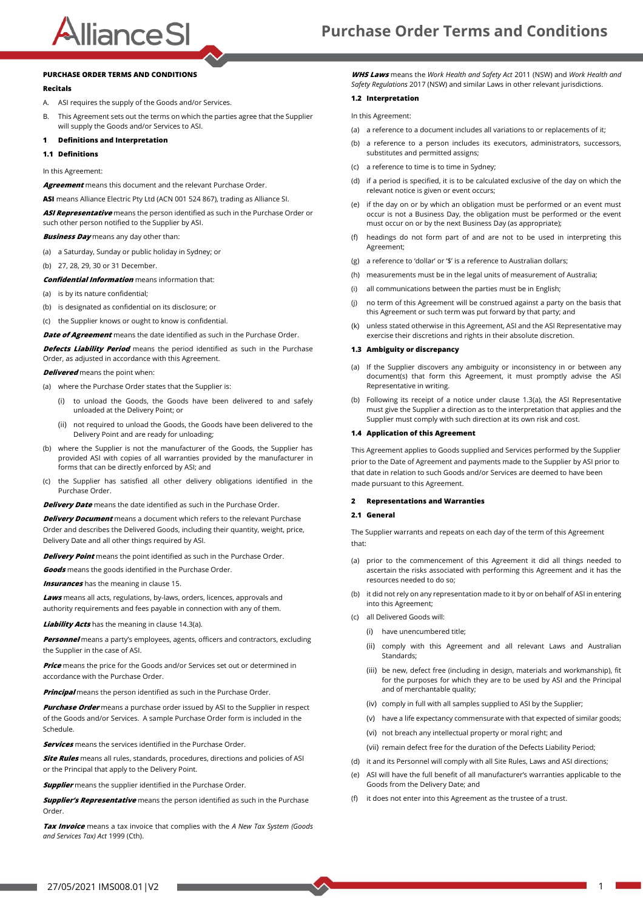# PURCHASE ORDER TERMS AND CONDITIONS

## Recitals

A. ASI requires the supply of the Goods and/or Services.

B. This Agreement sets out the terms on which the parties agree that the Supplier will supply the Goods and/or Services to ASI.

## 1 Definitions and Interpretation

### 1.1 Definitions

In this Agreement:

***Agreement*** means this document and the relevant Purchase Order.

**ASI** means Alliance Electric Pty Ltd (ACN 001 524 867), trading as Alliance SI.

***ASI Representative*** means the person identified as such in the Purchase Order or such other person notified to the Supplier by ASI.

***Business Day*** means any day other than:

(a) a Saturday, Sunday or public holiday in Sydney; or

(b) 27, 28, 29, 30 or 31 December.

***Confidential Information*** means information that:

(a) is by its nature confidential;

(b) is designated as confidential on its disclosure; or

(c) the Supplier knows or ought to know is confidential.

***Date of Agreement*** means the date identified as such in the Purchase Order.

***Defects Liability Period*** means the period identified as such in the Purchase Order, as adjusted in accordance with this Agreement.

***Delivered*** means the point when:

(a) where the Purchase Order states that the Supplier is:

   (i) to unload the Goods, the Goods have been delivered to and safely unloaded at the Delivery Point; or

   (ii) not required to unload the Goods, the Goods have been delivered to the Delivery Point and are ready for unloading;

(b) where the Supplier is not the manufacturer of the Goods, the Supplier has provided ASI with copies of all warranties provided by the manufacturer in forms that can be directly enforced by ASI; and

(c) the Supplier has satisfied all other delivery obligations identified in the Purchase Order.

***Delivery Date*** means the date identified as such in the Purchase Order.

***Delivery Document*** means a document which refers to the relevant Purchase Order and describes the Delivered Goods, including their quantity, weight, price, Delivery Date and all other things required by ASI.

***Delivery Point*** means the point identified as such in the Purchase Order.

***Goods*** means the goods identified in the Purchase Order.

***Insurances*** has the meaning in clause 15.

***Laws*** means all acts, regulations, by-laws, orders, licences, approvals and authority requirements and fees payable in connection with any of them.

***Liability Acts*** has the meaning in clause 14.3(a).

***Personnel*** means a party's employees, agents, officers and contractors, excluding the Supplier in the case of ASI.

***Price*** means the price for the Goods and/or Services set out or determined in accordance with the Purchase Order.

***Principal*** means the person identified as such in the Purchase Order.

***Purchase Order*** means a purchase order issued by ASI to the Supplier in respect of the Goods and/or Services. A sample Purchase Order form is included in the Schedule.

***Services*** means the services identified in the Purchase Order.

***Site Rules*** means all rules, standards, procedures, directions and policies of ASI or the Principal that apply to the Delivery Point.

***Supplier*** means the supplier identified in the Purchase Order.

***Supplier's Representative*** means the person identified as such in the Purchase Order.

***Tax Invoice*** means a tax invoice that complies with the *A New Tax System (Goods and Services Tax) Act* 1999 (Cth).

***WHS Laws*** means the *Work Health and Safety Act* 2011 (NSW) and *Work Health and Safety Regulations* 2017 (NSW) and similar Laws in other relevant jurisdictions.

### 1.2 Interpretation

In this Agreement:

(a) a reference to a document includes all variations to or replacements of it;

(b) a reference to a person includes its executors, administrators, successors, substitutes and permitted assigns;

(c) a reference to time is to time in Sydney;

(d) if a period is specified, it is to be calculated exclusive of the day on which the relevant notice is given or event occurs;

(e) if the day on or by which an obligation must be performed or an event must occur is not a Business Day, the obligation must be performed or the event must occur on or by the next Business Day (as appropriate);

(f) headings do not form part of and are not to be used in interpreting this Agreement;

(g) a reference to 'dollar' or '$' is a reference to Australian dollars;

(h) measurements must be in the legal units of measurement of Australia;

(i) all communications between the parties must be in English;

(j) no term of this Agreement will be construed against a party on the basis that this Agreement or such term was put forward by that party; and

(k) unless stated otherwise in this Agreement, ASI and the ASI Representative may exercise their discretions and rights in their absolute discretion.

### 1.3 Ambiguity or discrepancy

(a) If the Supplier discovers any ambiguity or inconsistency in or between any document(s) that form this Agreement, it must promptly advise the ASI Representative in writing.

(b) Following its receipt of a notice under clause 1.3(a), the ASI Representative must give the Supplier a direction as to the interpretation that applies and the Supplier must comply with such direction at its own risk and cost.

### 1.4 Application of this Agreement

This Agreement applies to Goods supplied and Services performed by the Supplier prior to the Date of Agreement and payments made to the Supplier by ASI prior to that date in relation to such Goods and/or Services are deemed to have been made pursuant to this Agreement.

## 2 Representations and Warranties

### 2.1 General

The Supplier warrants and repeats on each day of the term of this Agreement that:

(a) prior to the commencement of this Agreement it did all things needed to ascertain the risks associated with performing this Agreement and it has the resources needed to do so;

(b) it did not rely on any representation made to it by or on behalf of ASI in entering into this Agreement;

(c) all Delivered Goods will:

   (i) have unencumbered title;

   (ii) comply with this Agreement and all relevant Laws and Australian Standards;

   (iii) be new, defect free (including in design, materials and workmanship), fit for the purposes for which they are to be used by ASI and the Principal and of merchantable quality;

   (iv) comply in full with all samples supplied to ASI by the Supplier;

   (v) have a life expectancy commensurate with that expected of similar goods;

   (vi) not breach any intellectual property or moral right; and

   (vii) remain defect free for the duration of the Defects Liability Period;

(d) it and its Personnel will comply with all Site Rules, Laws and ASI directions;

(e) ASI will have the full benefit of all manufacturer's warranties applicable to the Goods from the Delivery Date; and

(f) it does not enter into this Agreement as the trustee of a trust.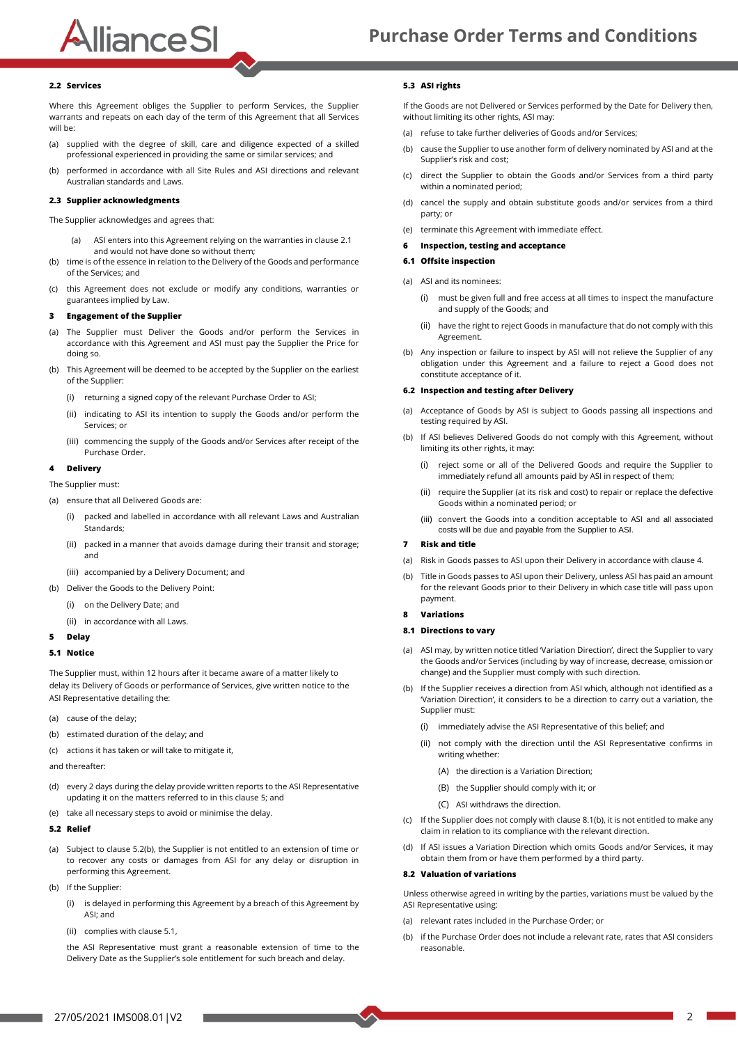### 2.2 Services

Where this Agreement obliges the Supplier to perform Services, the Supplier warrants and repeats on each day of the term of this Agreement that all Services will be:

(a) supplied with the degree of skill, care and diligence expected of a skilled professional experienced in providing the same or similar services; and

(b) performed in accordance with all Site Rules and ASI directions and relevant Australian standards and Laws.

### 2.3 Supplier acknowledgments

The Supplier acknowledges and agrees that:

(a) ASI enters into this Agreement relying on the warranties in clause 2.1 and would not have done so without them;

(b) time is of the essence in relation to the Delivery of the Goods and performance of the Services; and

(c) this Agreement does not exclude or modify any conditions, warranties or guarantees implied by Law.

## 3 Engagement of the Supplier

(a) The Supplier must Deliver the Goods and/or perform the Services in accordance with this Agreement and ASI must pay the Supplier the Price for doing so.

(b) This Agreement will be deemed to be accepted by the Supplier on the earliest of the Supplier:

(i) returning a signed copy of the relevant Purchase Order to ASI;

(ii) indicating to ASI its intention to supply the Goods and/or perform the Services; or

(iii) commencing the supply of the Goods and/or Services after receipt of the Purchase Order.

## 4 Delivery

The Supplier must:

(a) ensure that all Delivered Goods are:

(i) packed and labelled in accordance with all relevant Laws and Australian Standards;

(ii) packed in a manner that avoids damage during their transit and storage; and

(iii) accompanied by a Delivery Document; and

(b) Deliver the Goods to the Delivery Point:

(i) on the Delivery Date; and

(ii) in accordance with all Laws.

## 5 Delay

### 5.1 Notice

The Supplier must, within 12 hours after it became aware of a matter likely to delay its Delivery of Goods or performance of Services, give written notice to the ASI Representative detailing the:

(a) cause of the delay;

(b) estimated duration of the delay; and

(c) actions it has taken or will take to mitigate it,

and thereafter:

(d) every 2 days during the delay provide written reports to the ASI Representative updating it on the matters referred to in this clause 5; and

(e) take all necessary steps to avoid or minimise the delay.

### 5.2 Relief

(a) Subject to clause 5.2(b), the Supplier is not entitled to an extension of time or to recover any costs or damages from ASI for any delay or disruption in performing this Agreement.

(b) If the Supplier:

(i) is delayed in performing this Agreement by a breach of this Agreement by ASI; and

(ii) complies with clause 5.1,

the ASI Representative must grant a reasonable extension of time to the Delivery Date as the Supplier's sole entitlement for such breach and delay.

### 5.3 ASI rights

If the Goods are not Delivered or Services performed by the Date for Delivery then, without limiting its other rights, ASI may:

(a) refuse to take further deliveries of Goods and/or Services;

(b) cause the Supplier to use another form of delivery nominated by ASI and at the Supplier's risk and cost;

(c) direct the Supplier to obtain the Goods and/or Services from a third party within a nominated period;

(d) cancel the supply and obtain substitute goods and/or services from a third party; or

(e) terminate this Agreement with immediate effect.

## 6 Inspection, testing and acceptance

### 6.1 Offsite inspection

(a) ASI and its nominees:

(i) must be given full and free access at all times to inspect the manufacture and supply of the Goods; and

(ii) have the right to reject Goods in manufacture that do not comply with this Agreement.

(b) Any inspection or failure to inspect by ASI will not relieve the Supplier of any obligation under this Agreement and a failure to reject a Good does not constitute acceptance of it.

### 6.2 Inspection and testing after Delivery

(a) Acceptance of Goods by ASI is subject to Goods passing all inspections and testing required by ASI.

(b) If ASI believes Delivered Goods do not comply with this Agreement, without limiting its other rights, it may:

(i) reject some or all of the Delivered Goods and require the Supplier to immediately refund all amounts paid by ASI in respect of them;

(ii) require the Supplier (at its risk and cost) to repair or replace the defective Goods within a nominated period; or

(iii) convert the Goods into a condition acceptable to ASI and all associated costs will be due and payable from the Supplier to ASI.

## 7 Risk and title

(a) Risk in Goods passes to ASI upon their Delivery in accordance with clause 4.

(b) Title in Goods passes to ASI upon their Delivery, unless ASI has paid an amount for the relevant Goods prior to their Delivery in which case title will pass upon payment.

## 8 Variations

### 8.1 Directions to vary

(a) ASI may, by written notice titled 'Variation Direction', direct the Supplier to vary the Goods and/or Services (including by way of increase, decrease, omission or change) and the Supplier must comply with such direction.

(b) If the Supplier receives a direction from ASI which, although not identified as a 'Variation Direction', it considers to be a direction to carry out a variation, the Supplier must:

(i) immediately advise the ASI Representative of this belief; and

(ii) not comply with the direction until the ASI Representative confirms in writing whether:

(A) the direction is a Variation Direction;

(B) the Supplier should comply with it; or

(C) ASI withdraws the direction.

(c) If the Supplier does not comply with clause 8.1(b), it is not entitled to make any claim in relation to its compliance with the relevant direction.

(d) If ASI issues a Variation Direction which omits Goods and/or Services, it may obtain them from or have them performed by a third party.

### 8.2 Valuation of variations

Unless otherwise agreed in writing by the parties, variations must be valued by the ASI Representative using:

(a) relevant rates included in the Purchase Order; or

(b) if the Purchase Order does not include a relevant rate, rates that ASI considers reasonable.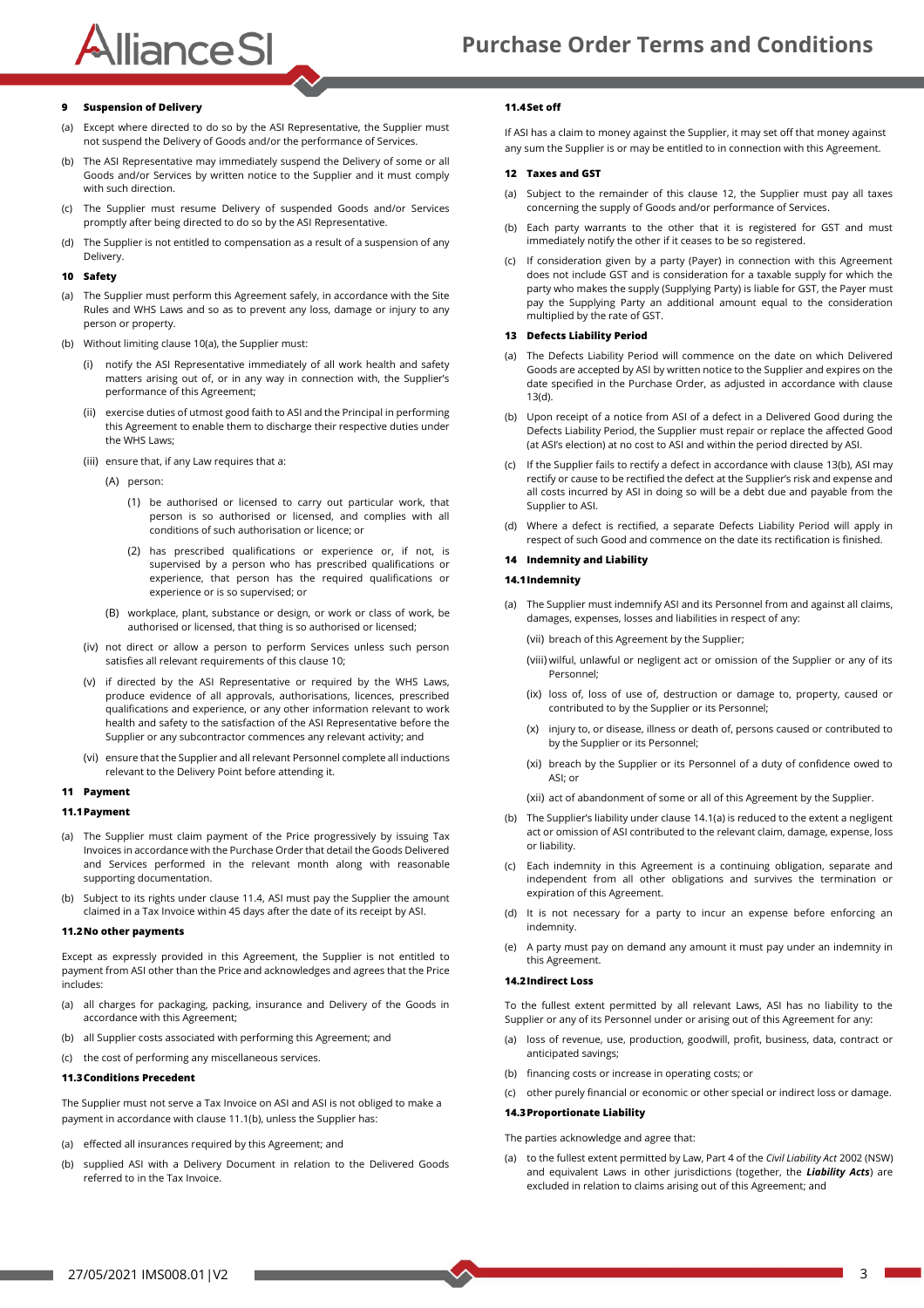## 9 Suspension of Delivery

(a) Except where directed to do so by the ASI Representative, the Supplier must not suspend the Delivery of Goods and/or the performance of Services.

(b) The ASI Representative may immediately suspend the Delivery of some or all Goods and/or Services by written notice to the Supplier and it must comply with such direction.

(c) The Supplier must resume Delivery of suspended Goods and/or Services promptly after being directed to do so by the ASI Representative.

(d) The Supplier is not entitled to compensation as a result of a suspension of any Delivery.

## 10 Safety

(a) The Supplier must perform this Agreement safely, in accordance with the Site Rules and WHS Laws and so as to prevent any loss, damage or injury to any person or property.

(b) Without limiting clause 10(a), the Supplier must:

(i) notify the ASI Representative immediately of all work health and safety matters arising out of, or in any way in connection with, the Supplier's performance of this Agreement;

(ii) exercise duties of utmost good faith to ASI and the Principal in performing this Agreement to enable them to discharge their respective duties under the WHS Laws;

(iii) ensure that, if any Law requires that a:

(A) person:

(1) be authorised or licensed to carry out particular work, that person is so authorised or licensed, and complies with all conditions of such authorisation or licence; or

(2) has prescribed qualifications or experience or, if not, is supervised by a person who has prescribed qualifications or experience, that person has the required qualifications or experience or is so supervised; or

(B) workplace, plant, substance or design, or work or class of work, be authorised or licensed, that thing is so authorised or licensed;

(iv) not direct or allow a person to perform Services unless such person satisfies all relevant requirements of this clause 10;

(v) if directed by the ASI Representative or required by the WHS Laws, produce evidence of all approvals, authorisations, licences, prescribed qualifications and experience, or any other information relevant to work health and safety to the satisfaction of the ASI Representative before the Supplier or any subcontractor commences any relevant activity; and

(vi) ensure that the Supplier and all relevant Personnel complete all inductions relevant to the Delivery Point before attending it.

## 11 Payment

### 11.1 Payment

(a) The Supplier must claim payment of the Price progressively by issuing Tax Invoices in accordance with the Purchase Order that detail the Goods Delivered and Services performed in the relevant month along with reasonable supporting documentation.

(b) Subject to its rights under clause 11.4, ASI must pay the Supplier the amount claimed in a Tax Invoice within 45 days after the date of its receipt by ASI.

### 11.2 No other payments

Except as expressly provided in this Agreement, the Supplier is not entitled to payment from ASI other than the Price and acknowledges and agrees that the Price includes:

(a) all charges for packaging, packing, insurance and Delivery of the Goods in accordance with this Agreement;

(b) all Supplier costs associated with performing this Agreement; and

(c) the cost of performing any miscellaneous services.

### 11.3 Conditions Precedent

The Supplier must not serve a Tax Invoice on ASI and ASI is not obliged to make a payment in accordance with clause 11.1(b), unless the Supplier has:

(a) effected all insurances required by this Agreement; and

(b) supplied ASI with a Delivery Document in relation to the Delivered Goods referred to in the Tax Invoice.

### 11.4 Set off

If ASI has a claim to money against the Supplier, it may set off that money against any sum the Supplier is or may be entitled to in connection with this Agreement.

## 12 Taxes and GST

(a) Subject to the remainder of this clause 12, the Supplier must pay all taxes concerning the supply of Goods and/or performance of Services.

(b) Each party warrants to the other that it is registered for GST and must immediately notify the other if it ceases to be so registered.

(c) If consideration given by a party (Payer) in connection with this Agreement does not include GST and is consideration for a taxable supply for which the party who makes the supply (Supplying Party) is liable for GST, the Payer must pay the Supplying Party an additional amount equal to the consideration multiplied by the rate of GST.

## 13 Defects Liability Period

(a) The Defects Liability Period will commence on the date on which Delivered Goods are accepted by ASI by written notice to the Supplier and expires on the date specified in the Purchase Order, as adjusted in accordance with clause 13(d).

(b) Upon receipt of a notice from ASI of a defect in a Delivered Good during the Defects Liability Period, the Supplier must repair or replace the affected Good (at ASI's election) at no cost to ASI and within the period directed by ASI.

(c) If the Supplier fails to rectify a defect in accordance with clause 13(b), ASI may rectify or cause to be rectified the defect at the Supplier's risk and expense and all costs incurred by ASI in doing so will be a debt due and payable from the Supplier to ASI.

(d) Where a defect is rectified, a separate Defects Liability Period will apply in respect of such Good and commence on the date its rectification is finished.

## 14 Indemnity and Liability

### 14.1 Indemnity

(a) The Supplier must indemnify ASI and its Personnel from and against all claims, damages, expenses, losses and liabilities in respect of any:

(vii) breach of this Agreement by the Supplier;

(viii) wilful, unlawful or negligent act or omission of the Supplier or any of its Personnel;

(ix) loss of, loss of use of, destruction or damage to, property, caused or contributed to by the Supplier or its Personnel;

(x) injury to, or disease, illness or death of, persons caused or contributed to by the Supplier or its Personnel;

(xi) breach by the Supplier or its Personnel of a duty of confidence owed to ASI; or

(xii) act of abandonment of some or all of this Agreement by the Supplier.

(b) The Supplier's liability under clause 14.1(a) is reduced to the extent a negligent act or omission of ASI contributed to the relevant claim, damage, expense, loss or liability.

(c) Each indemnity in this Agreement is a continuing obligation, separate and independent from all other obligations and survives the termination or expiration of this Agreement.

(d) It is not necessary for a party to incur an expense before enforcing an indemnity.

(e) A party must pay on demand any amount it must pay under an indemnity in this Agreement.

### 14.2 Indirect Loss

To the fullest extent permitted by all relevant Laws, ASI has no liability to the Supplier or any of its Personnel under or arising out of this Agreement for any:

(a) loss of revenue, use, production, goodwill, profit, business, data, contract or anticipated savings;

(b) financing costs or increase in operating costs; or

(c) other purely financial or economic or other special or indirect loss or damage.

### 14.3 Proportionate Liability

The parties acknowledge and agree that:

(a) to the fullest extent permitted by Law, Part 4 of the *Civil Liability Act* 2002 (NSW) and equivalent Laws in other jurisdictions (together, the ***Liability Acts***) are excluded in relation to claims arising out of this Agreement; and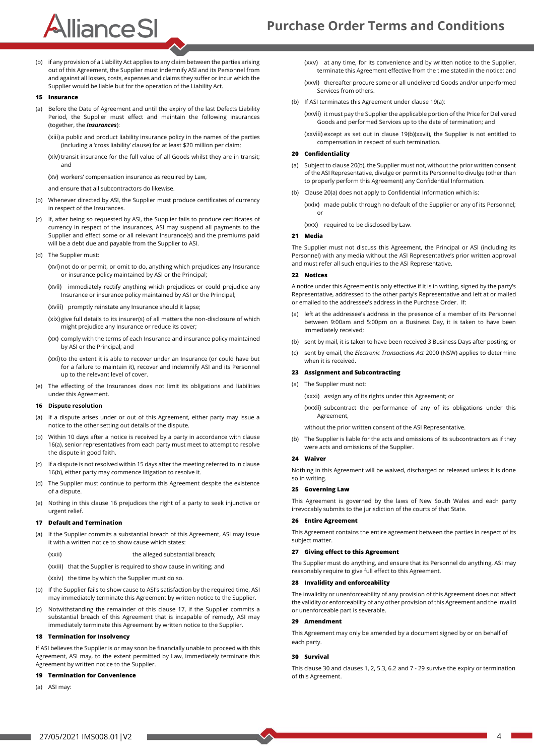(b) if any provision of a Liability Act applies to any claim between the parties arising out of this Agreement, the Supplier must indemnify ASI and its Personnel from and against all losses, costs, expenses and claims they suffer or incur which the Supplier would be liable but for the operation of the Liability Act.

**15 Insurance**

(a) Before the Date of Agreement and until the expiry of the last Defects Liability Period, the Supplier must effect and maintain the following insurances (together, the ***Insurances***):

(xiii) a public and product liability insurance policy in the names of the parties (including a 'cross liability' clause) for at least $20 million per claim;

(xiv) transit insurance for the full value of all Goods whilst they are in transit; and

(xv) workers' compensation insurance as required by Law,

and ensure that all subcontractors do likewise.

(b) Whenever directed by ASI, the Supplier must produce certificates of currency in respect of the Insurances.

(c) If, after being so requested by ASI, the Supplier fails to produce certificates of currency in respect of the Insurances, ASI may suspend all payments to the Supplier and effect some or all relevant Insurance(s) and the premiums paid will be a debt due and payable from the Supplier to ASI.

(d) The Supplier must:

(xvi) not do or permit, or omit to do, anything which prejudices any Insurance or insurance policy maintained by ASI or the Principal;

(xvii) immediately rectify anything which prejudices or could prejudice any Insurance or insurance policy maintained by ASI or the Principal;

(xviii) promptly reinstate any Insurance should it lapse;

(xix) give full details to its insurer(s) of all matters the non-disclosure of which might prejudice any Insurance or reduce its cover;

(xx) comply with the terms of each Insurance and insurance policy maintained by ASI or the Principal; and

(xxi) to the extent it is able to recover under an Insurance (or could have but for a failure to maintain it), recover and indemnify ASI and its Personnel up to the relevant level of cover.

(e) The effecting of the Insurances does not limit its obligations and liabilities under this Agreement.

**16 Dispute resolution**

(a) If a dispute arises under or out of this Agreement, either party may issue a notice to the other setting out details of the dispute.

(b) Within 10 days after a notice is received by a party in accordance with clause 16(a), senior representatives from each party must meet to attempt to resolve the dispute in good faith.

(c) If a dispute is not resolved within 15 days after the meeting referred to in clause 16(b), either party may commence litigation to resolve it.

(d) The Supplier must continue to perform this Agreement despite the existence of a dispute.

(e) Nothing in this clause 16 prejudices the right of a party to seek injunctive or urgent relief.

**17 Default and Termination**

(a) If the Supplier commits a substantial breach of this Agreement, ASI may issue it with a written notice to show cause which states:

(xxii) the alleged substantial breach;

(xxiii) that the Supplier is required to show cause in writing; and

(xxiv) the time by which the Supplier must do so.

(b) If the Supplier fails to show cause to ASI's satisfaction by the required time, ASI may immediately terminate this Agreement by written notice to the Supplier.

(c) Notwithstanding the remainder of this clause 17, if the Supplier commits a substantial breach of this Agreement that is incapable of remedy, ASI may immediately terminate this Agreement by written notice to the Supplier.

**18 Termination for Insolvency**

If ASI believes the Supplier is or may soon be financially unable to proceed with this Agreement, ASI may, to the extent permitted by Law, immediately terminate this Agreement by written notice to the Supplier.

**19 Termination for Convenience**

(a) ASI may:

(xxv) at any time, for its convenience and by written notice to the Supplier, terminate this Agreement effective from the time stated in the notice; and

(xxvi) thereafter procure some or all undelivered Goods and/or unperformed Services from others.

(b) If ASI terminates this Agreement under clause 19(a):

(xxvii) it must pay the Supplier the applicable portion of the Price for Delivered Goods and performed Services up to the date of termination; and

(xxviii) except as set out in clause 19(b)(xxvii), the Supplier is not entitled to compensation in respect of such termination.

**20 Confidentiality**

(a) Subject to clause 20(b), the Supplier must not, without the prior written consent of the ASI Representative, divulge or permit its Personnel to divulge (other than to properly perform this Agreement) any Confidential Information.

(b) Clause 20(a) does not apply to Confidential Information which is:

(xxix) made public through no default of the Supplier or any of its Personnel; or

(xxx) required to be disclosed by Law.

**21 Media**

The Supplier must not discuss this Agreement, the Principal or ASI (including its Personnel) with any media without the ASI Representative's prior written approval and must refer all such enquiries to the ASI Representative.

**22 Notices**

A notice under this Agreement is only effective if it is in writing, signed by the party's Representative, addressed to the other party's Representative and left at or mailed or emailed to the addressee's address in the Purchase Order. If:

(a) left at the addressee's address in the presence of a member of its Personnel between 9:00am and 5:00pm on a Business Day, it is taken to have been immediately received;

(b) sent by mail, it is taken to have been received 3 Business Days after posting; or

(c) sent by email, the *Electronic Transactions Act* 2000 (NSW) applies to determine when it is received.

**23 Assignment and Subcontracting**

(a) The Supplier must not:

(xxxi) assign any of its rights under this Agreement; or

(xxxii) subcontract the performance of any of its obligations under this Agreement,

without the prior written consent of the ASI Representative.

(b) The Supplier is liable for the acts and omissions of its subcontractors as if they were acts and omissions of the Supplier.

**24 Waiver**

Nothing in this Agreement will be waived, discharged or released unless it is done so in writing.

**25 Governing Law**

This Agreement is governed by the laws of New South Wales and each party irrevocably submits to the jurisdiction of the courts of that State.

**26 Entire Agreement**

This Agreement contains the entire agreement between the parties in respect of its subject matter.

**27 Giving effect to this Agreement**

The Supplier must do anything, and ensure that its Personnel do anything, ASI may reasonably require to give full effect to this Agreement.

**28 Invalidity and enforceability**

The invalidity or unenforceability of any provision of this Agreement does not affect the validity or enforceability of any other provision of this Agreement and the invalid or unenforceable part is severable.

**29 Amendment**

This Agreement may only be amended by a document signed by or on behalf of each party.

**30 Survival**

This clause 30 and clauses 1, 2, 5.3, 6.2 and 7 - 29 survive the expiry or termination of this Agreement.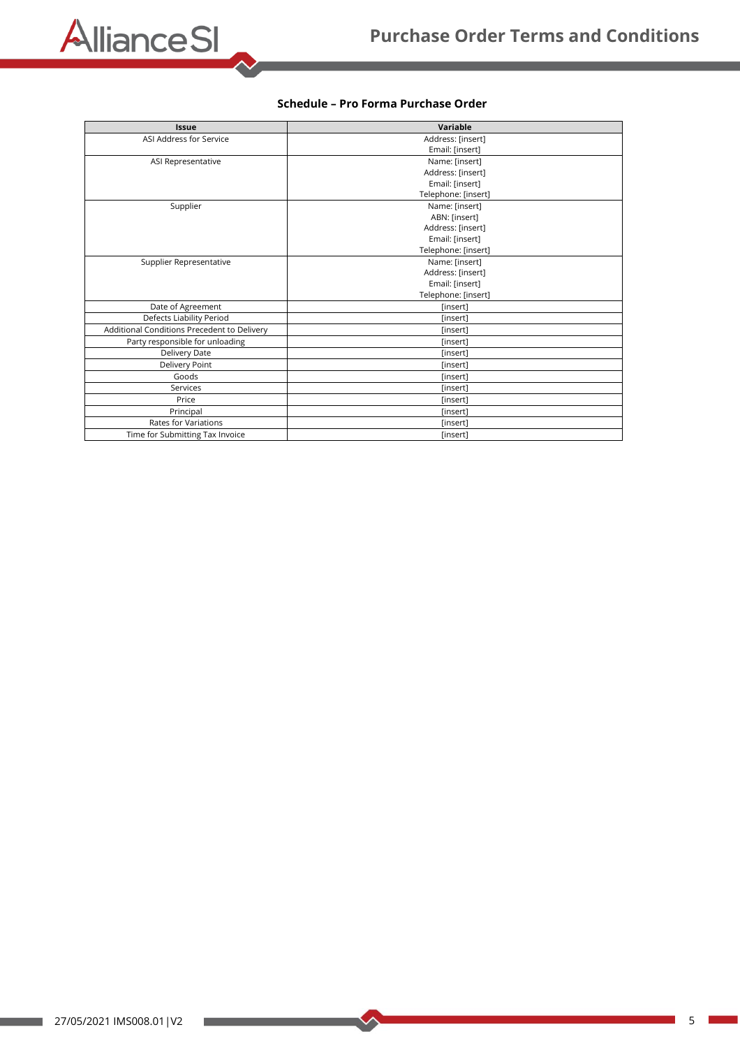## Schedule – Pro Forma Purchase Order

| Issue | Variable |
|---|---|
| ASI Address for Service | Address: [insert]<br>Email: [insert] |
| ASI Representative | Name: [insert]<br>Address: [insert]<br>Email: [insert]<br>Telephone: [insert] |
| Supplier | Name: [insert]<br>ABN: [insert]<br>Address: [insert]<br>Email: [insert]<br>Telephone: [insert] |
| Supplier Representative | Name: [insert]<br>Address: [insert]<br>Email: [insert]<br>Telephone: [insert] |
| Date of Agreement | [insert] |
| Defects Liability Period | [insert] |
| Additional Conditions Precedent to Delivery | [insert] |
| Party responsible for unloading | [insert] |
| Delivery Date | [insert] |
| Delivery Point | [insert] |
| Goods | [insert] |
| Services | [insert] |
| Price | [insert] |
| Principal | [insert] |
| Rates for Variations | [insert] |
| Time for Submitting Tax Invoice | [insert] |